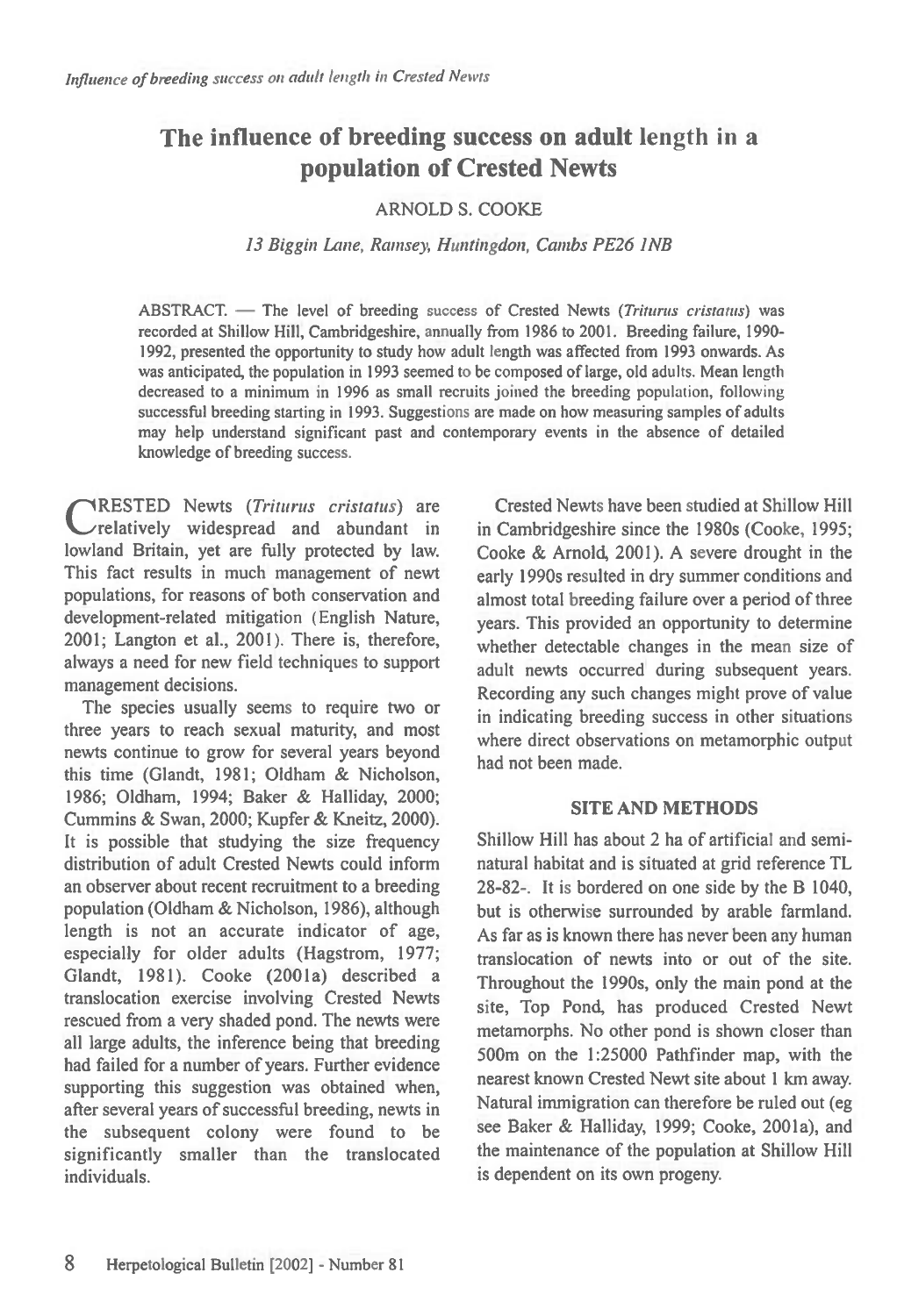# The influence of breeding success on adult length in a population of Crested Newts

ARNOLD S. COOKE

*13 Biggin Lane, Ramsey, Huntingdon, Cambs PE26 1NB*

ABSTRACT. — The level of breeding success of Crested Newts (*Triturus cristatus*) was recorded at Shillow Hill, Cambridgeshire, annually from 1986 to 2001. Breeding failure, 1990-1992, presented the opportunity to study how adult length was affected from 1993 onwards. As was anticipated, the population in 1993 seemed to be composed of large, old adults. Mean length decreased to a minimum in 1996 as small recruits joined the breeding population, following successful breeding starting in 1993. Suggestions are made on how measuring samples of adults may help understand significant past and contemporary events in the absence of detailed knowledge of breeding success.

CRESTED Newts (*Triturus cristatus*) are relatively widespread and abundant in lowland Britain, yet are fully protected by law. This fact results in much management of newt populations, for reasons of both conservation and development-related mitigation (English Nature, 2001; Langton et al., 2001). There is, therefore, always a need for new field techniques to support management decisions.

The species usually seems to require two or three years to reach sexual maturity, and most newts continue to grow for several years beyond this time (Glandt, 1981; Oldham & Nicholson, 1986; Oldham, 1994; Baker & Halliday, 2000; Cummins & Swan, 2000; Kupfer & Kneitz, 2000). It is possible that studying the size frequency distribution of adult Crested Newts could inform an observer about recent recruitment to a breeding population (Oldham & Nicholson, 1986), although length is not an accurate indicator of age, especially for older adults (Hagstrom, 1977; Glandt, 1981). Cooke (2001a) described a translocation exercise involving Crested Newts rescued from a very shaded pond. The newts were all large adults, the inference being that breeding had failed for a number of years. Further evidence supporting this suggestion was obtained when, after several years of successful breeding, newts in the subsequent colony were found to be significantly smaller than the translocated individuals.

Crested Newts have been studied at Shillow Hill in Cambridgeshire since the 1980s (Cooke, 1995; Cooke & Arnold, 2001). A severe drought in the early 1990s resulted in dry summer conditions and almost total breeding failure over a period of three years. This provided an opportunity to determine whether detectable changes in the mean size of adult newts occurred during subsequent years. Recording any such changes might prove of value in indicating breeding success in other situations where direct observations on metamorphic output had not been made.

## SITE AND METHODS

Shillow Hill has about 2 ha of artificial and semi-natural habitat and is situated at grid reference TL 28-82-. It is bordered on one side by the B 1040, but is otherwise surrounded by arable farmland. As far as is known there has never been any human translocation of newts into or out of the site. Throughout the 1990s, only the main pond at the site, Top Pond, has produced Crested Newt metamorphs. No other pond is shown closer than 500m on the 1:25000 Pathfinder map, with the nearest known Crested Newt site about 1 km away. Natural immigration can therefore be ruled out (eg see Baker & Halliday, 1999; Cooke, 2001a), and the maintenance of the population at Shillow Hill is dependent on its own progeny.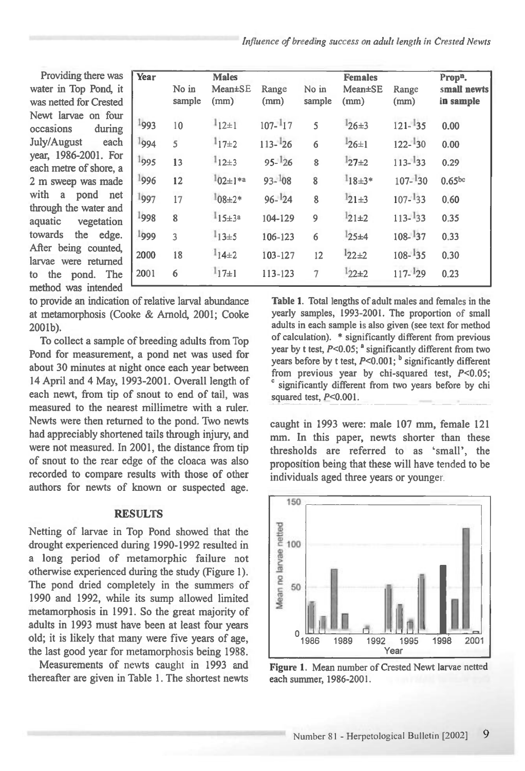Providing there was water in Top Pond, it was netted for Crested Newt larvae on four occasions during July/August each year, 1986-2001. For each metre of shore, a 2 m sweep was made with a pond net through the water and aquatic vegetation towards the edge. After being counted, larvae were returned to the pond. The method was intended to provide an indication of relative larval abundance at metamorphosis (Cooke & Arnold, 2001; Cooke 2001b).

To collect a sample of breeding adults from Top Pond for measurement, a pond net was used for about 30 minutes at night once each year between 14 April and 4 May, 1993-2001. Overall length of each newt, from tip of snout to end of tail, was measured to the nearest millimetre with a ruler. Newts were then returned to the pond. Two newts had appreciably shortened tails through injury, and were not measured. In 2001, the distance from tip of snout to the rear edge of the cloaca was also recorded to compare results with those of other authors for newts of known or suspected age.

| Year | Males | | | Females | | | Prop[n]. |
|---|---|---|---|---|---|---|---|
| | No in sample | Mean±SE (mm) | Range (mm) | No in sample | Mean±SE (mm) | Range (mm) | small newts in sample |
| 1993 | 10 | 112±1 | 107-117 | 5 | 126±3 | 121-135 | 0.00 |
| 1994 | 5 | 117±2 | 113-126 | 6 | 126±1 | 122-130 | 0.00 |
| 1995 | 13 | 112±3 | 95-126 | 8 | 127±2 | 113-133 | 0.29 |
| 1996 | 12 | 102±1*[a] | 93-108 | 8 | 118±3* | 107-130 | 0.65[bc] |
| 1997 | 17 | 108±2* | 96-124 | 8 | 121±3 | 107-133 | 0.60 |
| 1998 | 8 | 115±3[a] | 104-129 | 9 | 121±2 | 113-133 | 0.35 |
| 1999 | 3 | 113±5 | 106-123 | 6 | 125±4 | 108-137 | 0.33 |
| 2000 | 18 | 114±2 | 103-127 | 12 | 122±2 | 108-135 | 0.30 |
| 2001 | 6 | 117±1 | 113-123 | 7 | 122±2 | 117-129 | 0.23 |

**Table 1.** Total lengths of adult males and females in the yearly samples, 1993-2001. The proportion of small adults in each sample is also given (see text for method of calculation). * significantly different from previous year by t test, $P<0.05$; [a] significantly different from two years before by t test, $P<0.001$; [b] significantly different from previous year by chi-squared test, $P<0.05$; [c] significantly different from two years before by chi squared test, $P<0.001$.

## RESULTS

Netting of larvae in Top Pond showed that the drought experienced during 1990-1992 resulted in a long period of metamorphic failure not otherwise experienced during the study (Figure 1). The pond dried completely in the summers of 1990 and 1992, while its sump allowed limited metamorphosis in 1991. So the great majority of adults in 1993 must have been at least four years old; it is likely that many were five years of age, the last good year for metamorphosis being 1988.

Measurements of newts caught in 1993 and thereafter are given in Table 1. The shortest newts caught in 1993 were: male 107 mm, female 121 mm. In this paper, newts shorter than these thresholds are referred to as 'small', the proposition being that these will have tended to be individuals aged three years or younger.

**Figure 1.** Mean number of Crested Newt larvae netted each summer, 1986-2001.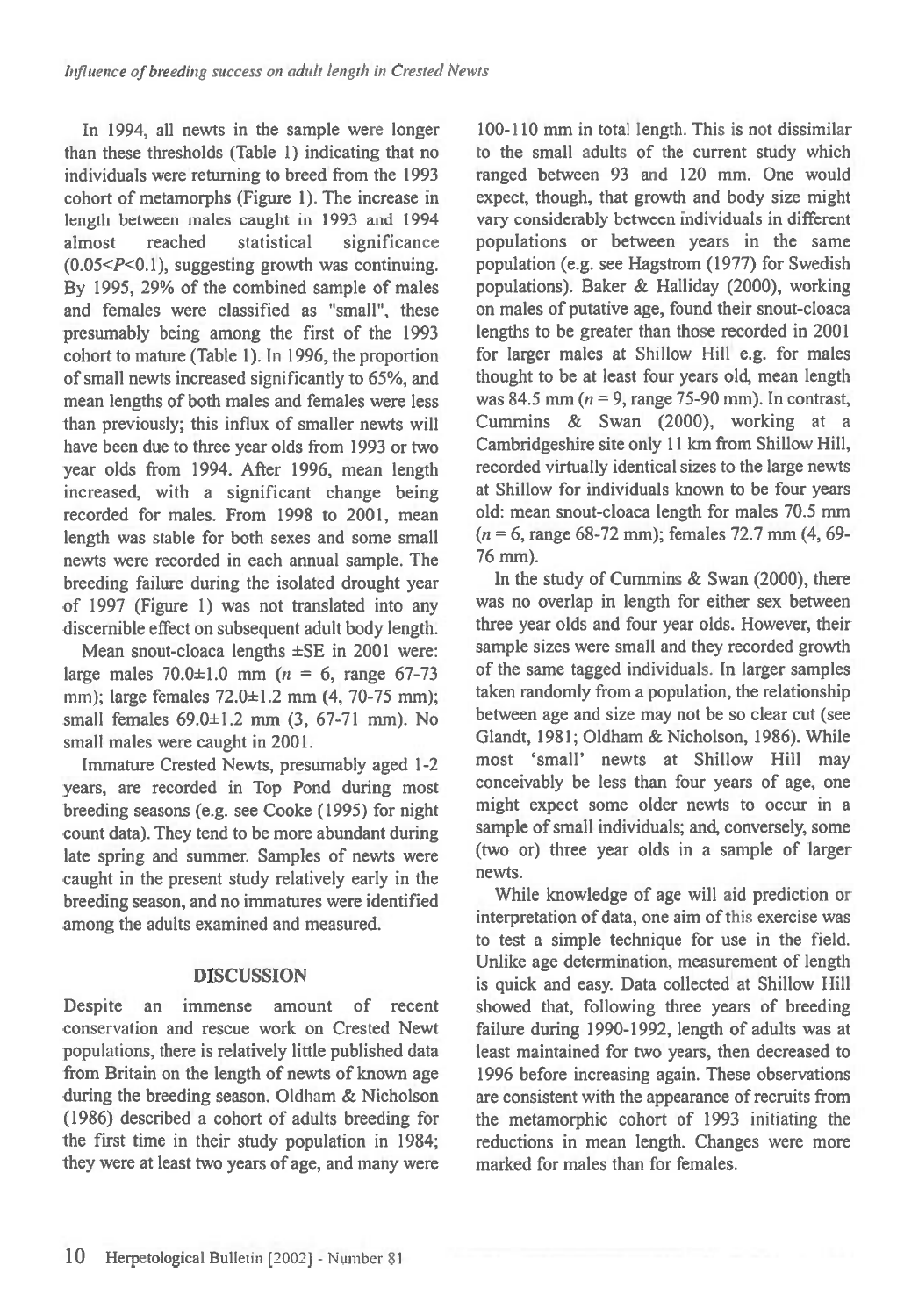In 1994, all newts in the sample were longer than these thresholds (Table 1) indicating that no individuals were returning to breed from the 1993 cohort of metamorphs (Figure 1). The increase in length between males caught in 1993 and 1994 almost reached statistical significance ($0.05<P<0.1$), suggesting growth was continuing. By 1995, 29% of the combined sample of males and females were classified as "small", these presumably being among the first of the 1993 cohort to mature (Table 1). In 1996, the proportion of small newts increased significantly to 65%, and mean lengths of both males and females were less than previously; this influx of smaller newts will have been due to three year olds from 1993 or two year olds from 1994. After 1996, mean length increased, with a significant change being recorded for males. From 1998 to 2001, mean length was stable for both sexes and some small newts were recorded in each annual sample. The breeding failure during the isolated drought year of 1997 (Figure 1) was not translated into any discernible effect on subsequent adult body length.

Mean snout-cloaca lengths ±SE in 2001 were: large males 70.0±1.0 mm ($n$ = 6, range 67-73 mm); large females 72.0±1.2 mm (4, 70-75 mm); small females 69.0±1.2 mm (3, 67-71 mm). No small males were caught in 2001.

Immature Crested Newts, presumably aged 1-2 years, are recorded in Top Pond during most breeding seasons (e.g. see Cooke (1995) for night count data). They tend to be more abundant during late spring and summer. Samples of newts were caught in the present study relatively early in the breeding season, and no immatures were identified among the adults examined and measured.

## DISCUSSION

Despite an immense amount of recent conservation and rescue work on Crested Newt populations, there is relatively little published data from Britain on the length of newts of known age during the breeding season. Oldham & Nicholson (1986) described a cohort of adults breeding for the first time in their study population in 1984; they were at least two years of age, and many were 100-110 mm in total length. This is not dissimilar to the small adults of the current study which ranged between 93 and 120 mm. One would expect, though, that growth and body size might vary considerably between individuals in different populations or between years in the same population (e.g. see Hagstrom (1977) for Swedish populations). Baker & Halliday (2000), working on males of putative age, found their snout-cloaca lengths to be greater than those recorded in 2001 for larger males at Shillow Hill e.g. for males thought to be at least four years old, mean length was 84.5 mm ($n$ = 9, range 75-90 mm). In contrast, Cummins & Swan (2000), working at a Cambridgeshire site only 11 km from Shillow Hill, recorded virtually identical sizes to the large newts at Shillow for individuals known to be four years old: mean snout-cloaca length for males 70.5 mm ($n$ = 6, range 68-72 mm); females 72.7 mm (4, 69-76 mm).

In the study of Cummins & Swan (2000), there was no overlap in length for either sex between three year olds and four year olds. However, their sample sizes were small and they recorded growth of the same tagged individuals. In larger samples taken randomly from a population, the relationship between age and size may not be so clear cut (see Glandt, 1981; Oldham & Nicholson, 1986). While most 'small' newts at Shillow Hill may conceivably be less than four years of age, one might expect some older newts to occur in a sample of small individuals; and, conversely, some (two or) three year olds in a sample of larger newts.

While knowledge of age will aid prediction or interpretation of data, one aim of this exercise was to test a simple technique for use in the field. Unlike age determination, measurement of length is quick and easy. Data collected at Shillow Hill showed that, following three years of breeding failure during 1990-1992, length of adults was at least maintained for two years, then decreased to 1996 before increasing again. These observations are consistent with the appearance of recruits from the metamorphic cohort of 1993 initiating the reductions in mean length. Changes were more marked for males than for females.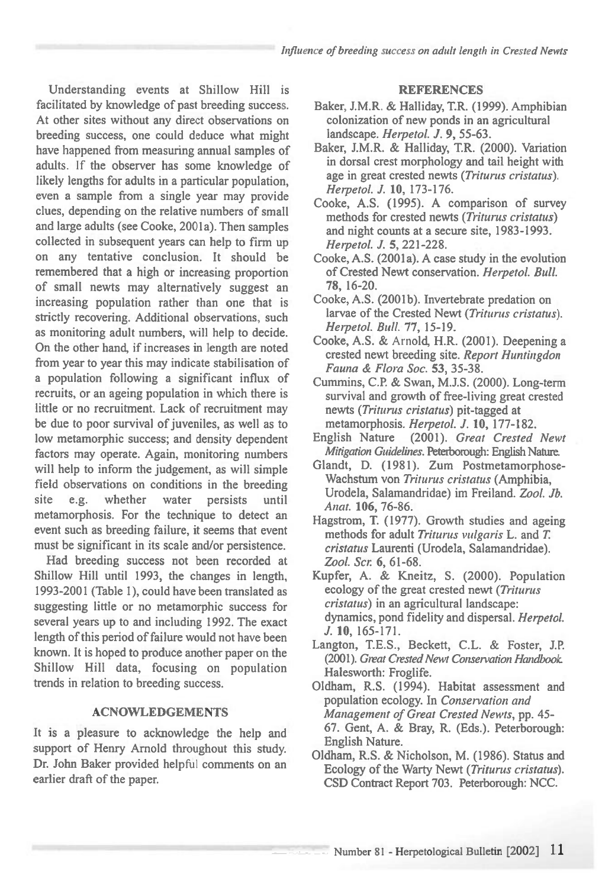Understanding events at Shillow Hill is facilitated by knowledge of past breeding success. At other sites without any direct observations on breeding success, one could deduce what might have happened from measuring annual samples of adults. If the observer has some knowledge of likely lengths for adults in a particular population, even a sample from a single year may provide clues, depending on the relative numbers of small and large adults (see Cooke, 2001a). Then samples collected in subsequent years can help to firm up on any tentative conclusion. It should be remembered that a high or increasing proportion of small newts may alternatively suggest an increasing population rather than one that is strictly recovering. Additional observations, such as monitoring adult numbers, will help to decide. On the other hand, if increases in length are noted from year to year this may indicate stabilisation of a population following a significant influx of recruits, or an ageing population in which there is little or no recruitment. Lack of recruitment may be due to poor survival of juveniles, as well as to low metamorphic success; and density dependent factors may operate. Again, monitoring numbers will help to inform the judgement, as will simple field observations on conditions in the breeding site e.g. whether water persists until metamorphosis. For the technique to detect an event such as breeding failure, it seems that event must be significant in its scale and/or persistence.

Had breeding success not been recorded at Shillow Hill until 1993, the changes in length, 1993-2001 (Table 1), could have been translated as suggesting little or no metamorphic success for several years up to and including 1992. The exact length of this period of failure would not have been known. It is hoped to produce another paper on the Shillow Hill data, focusing on population trends in relation to breeding success.

## ACNOWLEDGEMENTS

It is a pleasure to acknowledge the help and support of Henry Arnold throughout this study. Dr. John Baker provided helpful comments on an earlier draft of the paper.

## REFERENCES

Baker, J.M.R. & Halliday, T.R. (1999). Amphibian colonization of new ponds in an agricultural landscape. *Herpetol. J.* **9**, 55-63.

Baker, J.M.R. & Halliday, T.R. (2000). Variation in dorsal crest morphology and tail height with age in great crested newts (*Triturus cristatus*). *Herpetol. J.* **10**, 173-176.

Cooke, A.S. (1995). A comparison of survey methods for crested newts (*Triturus cristatus*) and night counts at a secure site, 1983-1993. *Herpetol. J.* **5**, 221-228.

Cooke, A.S. (2001a). A case study in the evolution of Crested Newt conservation. *Herpetol. Bull.* **78**, 16-20.

Cooke, A.S. (2001b). Invertebrate predation on larvae of the Crested Newt (*Triturus cristatus*). *Herpetol. Bull.* **77**, 15-19.

Cooke, A.S. & Arnold, H.R. (2001). Deepening a crested newt breeding site. *Report Huntingdon Fauna & Flora Soc.* **53**, 35-38.

Cummins, C.P. & Swan, M.J.S. (2000). Long-term survival and growth of free-living great crested newts (*Triturus cristatus*) pit-tagged at metamorphosis. *Herpetol. J.* **10**, 177-182.

English Nature (2001). *Great Crested Newt Mitigation Guidelines.* Peterborough: English Nature.

Glandt, D. (1981). Zum Postmetamorphose-Wachstum von *Triturus cristatus* (Amphibia, Urodela, Salamandridae) im Freiland. *Zool. Jb. Anat.* **106**, 76-86.

Hagstrom, T. (1977). Growth studies and ageing methods for adult *Triturus vulgaris* L. and *T. cristatus* Laurenti (Urodela, Salamandridae). *Zool. Scr.* **6**, 61-68.

Kupfer, A. & Kneitz, S. (2000). Population ecology of the great crested newt (*Triturus cristatus*) in an agricultural landscape: dynamics, pond fidelity and dispersal. *Herpetol. J.* **10**, 165-171.

Langton, T.E.S., Beckett, C.L. & Foster, J.P. (2001). *Great Crested Newt Conservation Handbook.* Halesworth: Froglife.

Oldham, R.S. (1994). Habitat assessment and population ecology. In *Conservation and Management of Great Crested Newts*, pp. 45-67. Gent, A. & Bray, R. (Eds.). Peterborough: English Nature.

Oldham, R.S. & Nicholson, M. (1986). Status and Ecology of the Warty Newt (*Triturus cristatus*). CSD Contract Report 703. Peterborough: NCC.